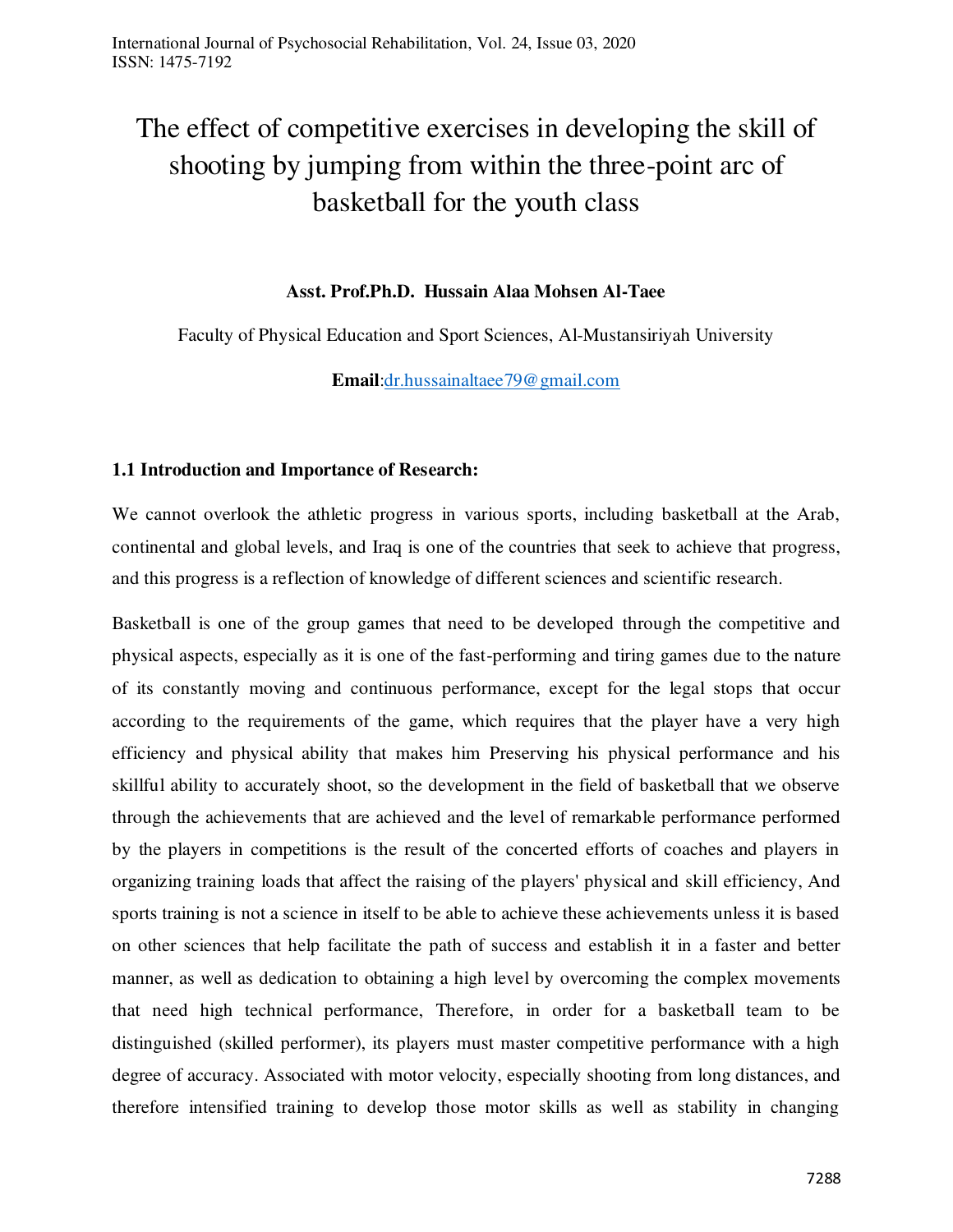# The effect of competitive exercises in developing the skill of shooting by jumping from within the three-point arc of basketball for the youth class

**Asst. Prof.Ph.D. Hussain Alaa Mohsen Al-Taee**

Faculty of Physical Education and Sport Sciences, Al-Mustansiriyah University

**Email**:dr.hussainaltaee79@gmail.com

### 1.1 Introduction and Importance of Research:

We cannot overlook the athletic progress in various sports, including basketball at the Arab, continental and global levels, and Iraq is one of the countries that seek to achieve that progress, and this progress is a reflection of knowledge of different sciences and scientific research.

Basketball is one of the group games that need to be developed through the competitive and physical aspects, especially as it is one of the fast-performing and tiring games due to the nature of its constantly moving and continuous performance, except for the legal stops that occur according to the requirements of the game, which requires that the player have a very high efficiency and physical ability that makes him Preserving his physical performance and his skillful ability to accurately shoot, so the development in the field of basketball that we observe through the achievements that are achieved and the level of remarkable performance performed by the players in competitions is the result of the concerted efforts of coaches and players in organizing training loads that affect the raising of the players' physical and skill efficiency, And sports training is not a science in itself to be able to achieve these achievements unless it is based on other sciences that help facilitate the path of success and establish it in a faster and better manner, as well as dedication to obtaining a high level by overcoming the complex movements that need high technical performance, Therefore, in order for a basketball team to be distinguished (skilled performer), its players must master competitive performance with a high degree of accuracy. Associated with motor velocity, especially shooting from long distances, and therefore intensified training to develop those motor skills as well as stability in changing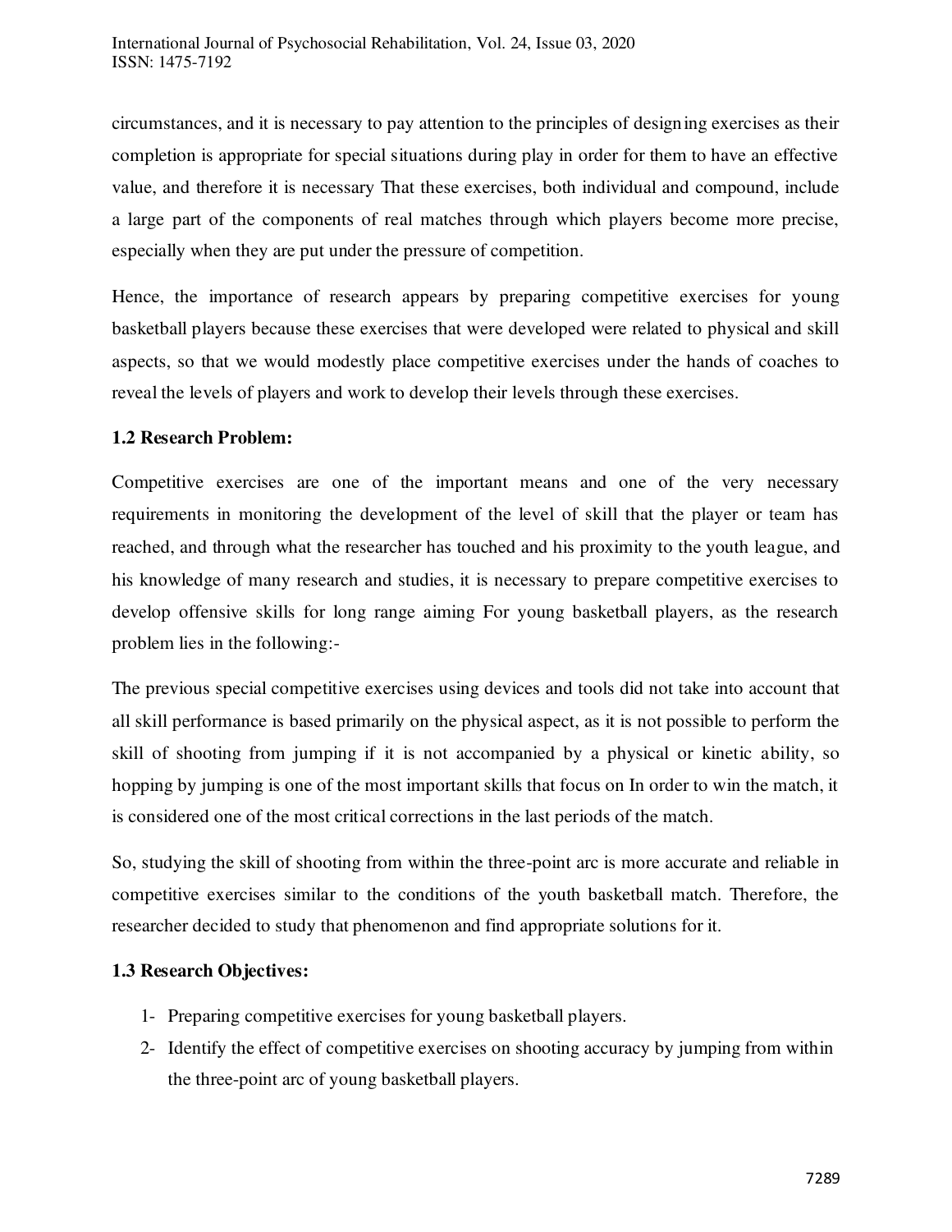circumstances, and it is necessary to pay attention to the principles of designing exercises as their completion is appropriate for special situations during play in order for them to have an effective value, and therefore it is necessary That these exercises, both individual and compound, include a large part of the components of real matches through which players become more precise, especially when they are put under the pressure of competition.

Hence, the importance of research appears by preparing competitive exercises for young basketball players because these exercises that were developed were related to physical and skill aspects, so that we would modestly place competitive exercises under the hands of coaches to reveal the levels of players and work to develop their levels through these exercises.

**1.2 Research Problem:**

Competitive exercises are one of the important means and one of the very necessary requirements in monitoring the development of the level of skill that the player or team has reached, and through what the researcher has touched and his proximity to the youth league, and his knowledge of many research and studies, it is necessary to prepare competitive exercises to develop offensive skills for long range aiming For young basketball players, as the research problem lies in the following:-

The previous special competitive exercises using devices and tools did not take into account that all skill performance is based primarily on the physical aspect, as it is not possible to perform the skill of shooting from jumping if it is not accompanied by a physical or kinetic ability, so hopping by jumping is one of the most important skills that focus on In order to win the match, it is considered one of the most critical corrections in the last periods of the match.

So, studying the skill of shooting from within the three-point arc is more accurate and reliable in competitive exercises similar to the conditions of the youth basketball match. Therefore, the researcher decided to study that phenomenon and find appropriate solutions for it.

**1.3 Research Objectives:**

1- Preparing competitive exercises for young basketball players.
2- Identify the effect of competitive exercises on shooting accuracy by jumping from within the three-point arc of young basketball players.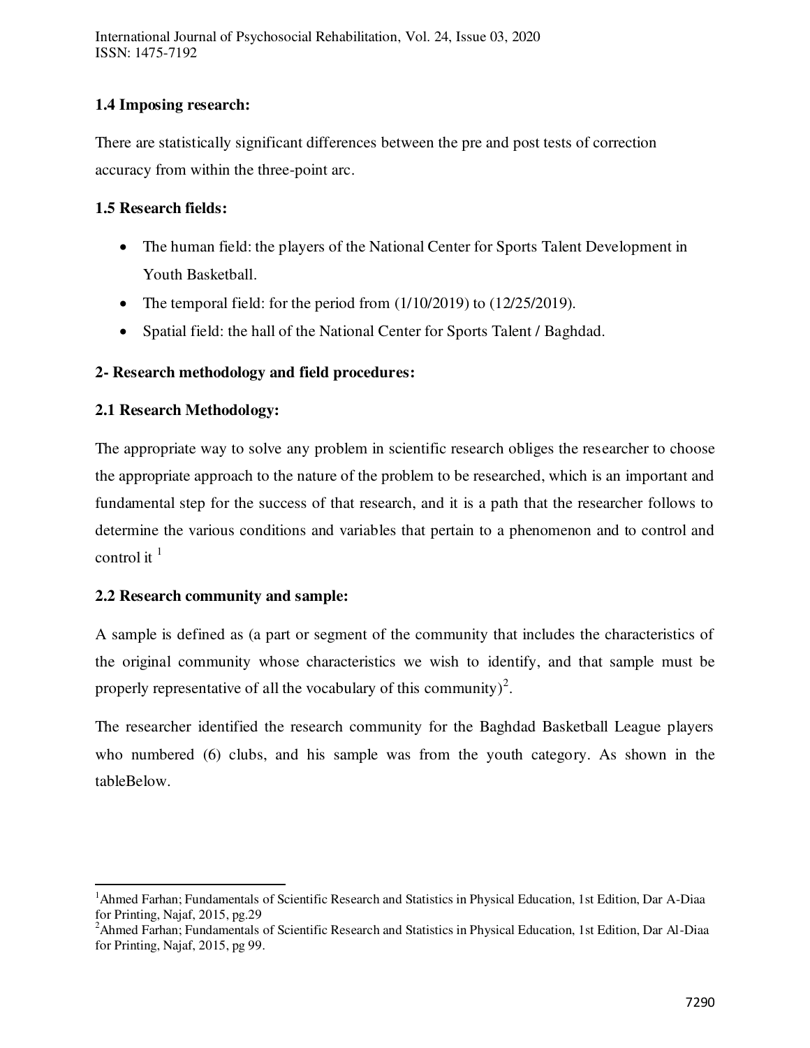### 1.4 Imposing research:

There are statistically significant differences between the pre and post tests of correction accuracy from within the three-point arc.

### 1.5 Research fields:

- The human field: the players of the National Center for Sports Talent Development in Youth Basketball.
- The temporal field: for the period from (1/10/2019) to (12/25/2019).
- Spatial field: the hall of the National Center for Sports Talent / Baghdad.

## 2- Research methodology and field procedures:

### 2.1 Research Methodology:

The appropriate way to solve any problem in scientific research obliges the researcher to choose the appropriate approach to the nature of the problem to be researched, which is an important and fundamental step for the success of that research, and it is a path that the researcher follows to determine the various conditions and variables that pertain to a phenomenon and to control and control it [1]

### 2.2 Research community and sample:

A sample is defined as (a part or segment of the community that includes the characteristics of the original community whose characteristics we wish to identify, and that sample must be properly representative of all the vocabulary of this community)[2].

The researcher identified the research community for the Baghdad Basketball League players who numbered (6) clubs, and his sample was from the youth category. As shown in the tableBelow.

---

[1]Ahmed Farhan; Fundamentals of Scientific Research and Statistics in Physical Education, 1st Edition, Dar A-Diaa for Printing, Najaf, 2015, pg.29

[2]Ahmed Farhan; Fundamentals of Scientific Research and Statistics in Physical Education, 1st Edition, Dar Al-Diaa for Printing, Najaf, 2015, pg 99.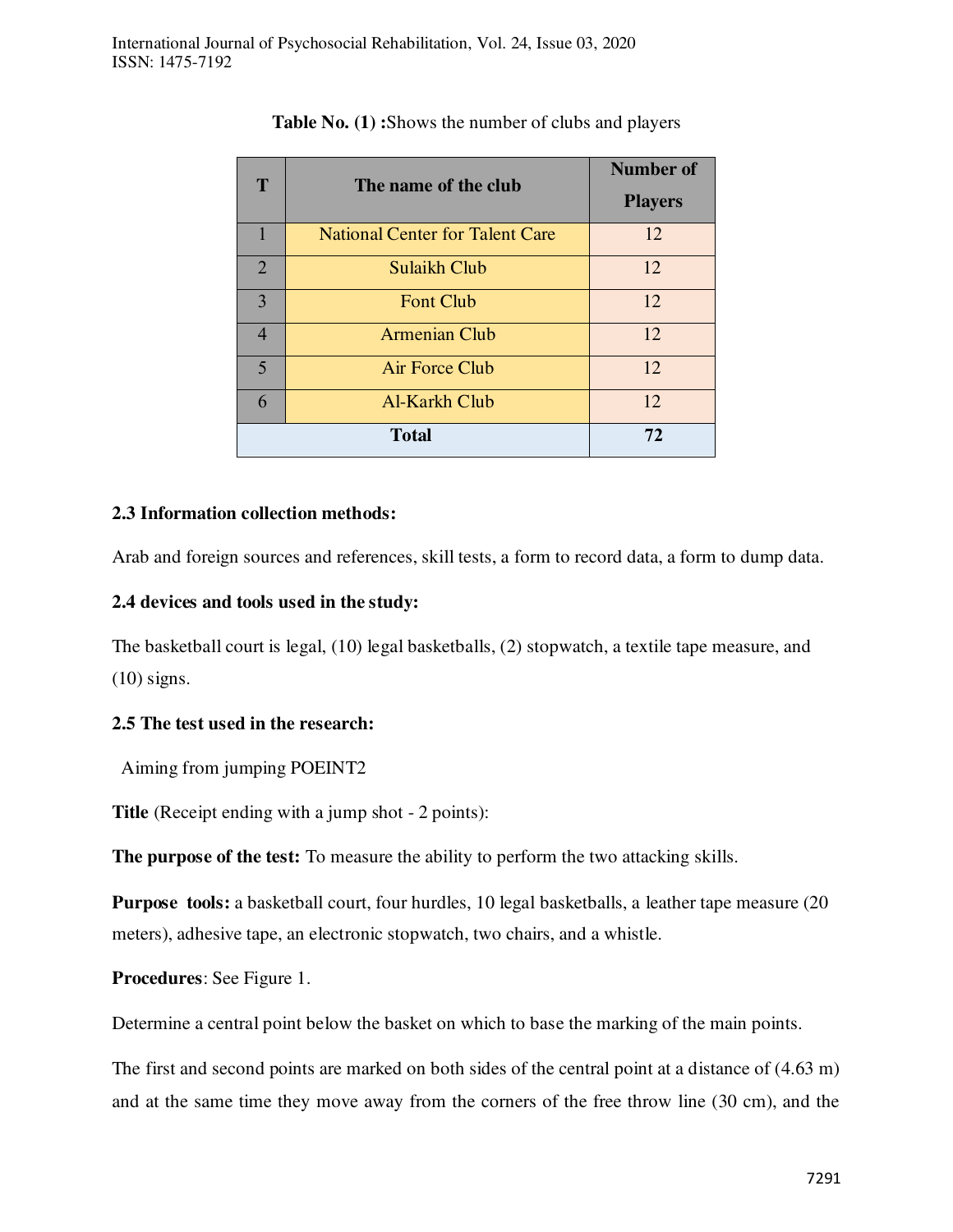**Table No. (1) :**Shows the number of clubs and players

| T | The name of the club | Number of Players |
|---|---|---|
| 1 | National Center for Talent Care | 12 |
| 2 | Sulaikh Club | 12 |
| 3 | Font Club | 12 |
| 4 | Armenian Club | 12 |
| 5 | Air Force Club | 12 |
| 6 | Al-Karkh Club | 12 |
| **Total** | | **72** |

**2.3 Information collection methods:**

Arab and foreign sources and references, skill tests, a form to record data, a form to dump data.

**2.4 devices and tools used in the study:**

The basketball court is legal, (10) legal basketballs, (2) stopwatch, a textile tape measure, and (10) signs.

**2.5 The test used in the research:**

Aiming from jumping POEINT2

**Title** (Receipt ending with a jump shot - 2 points):

**The purpose of the test:** To measure the ability to perform the two attacking skills.

**Purpose tools:** a basketball court, four hurdles, 10 legal basketballs, a leather tape measure (20 meters), adhesive tape, an electronic stopwatch, two chairs, and a whistle.

**Procedures**: See Figure 1.

Determine a central point below the basket on which to base the marking of the main points.

The first and second points are marked on both sides of the central point at a distance of (4.63 m) and at the same time they move away from the corners of the free throw line (30 cm), and the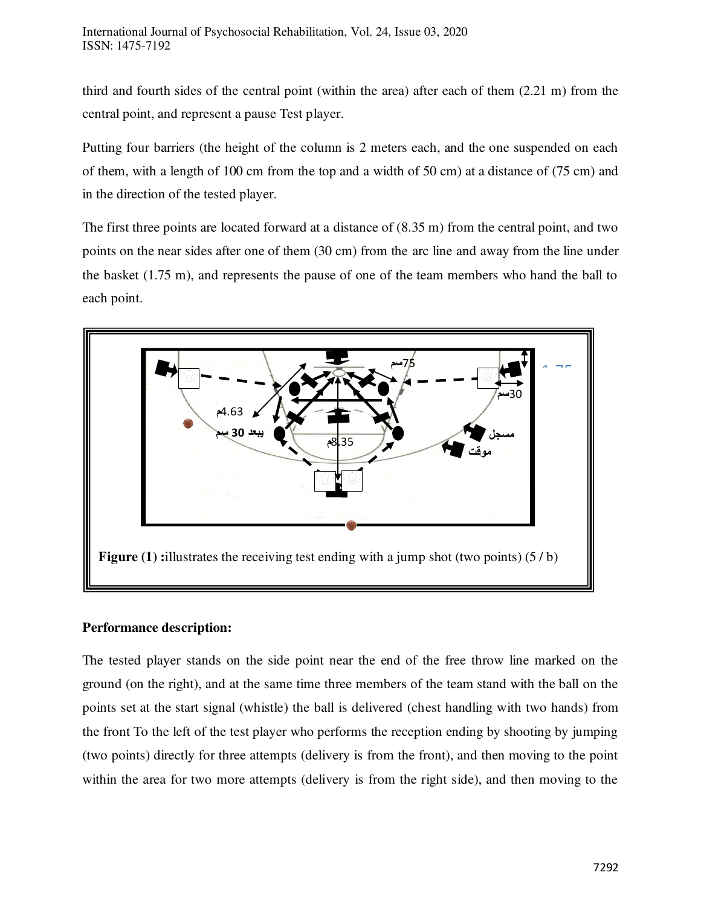third and fourth sides of the central point (within the area) after each of them (2.21 m) from the central point, and represent a pause Test player.

Putting four barriers (the height of the column is 2 meters each, and the one suspended on each of them, with a length of 100 cm from the top and a width of 50 cm) at a distance of (75 cm) and in the direction of the tested player.

The first three points are located forward at a distance of (8.35 m) from the central point, and two points on the near sides after one of them (30 cm) from the arc line and away from the line under the basket (1.75 m), and represents the pause of one of the team members who hand the ball to each point.

**Figure (1) :** illustrates the receiving test ending with a jump shot (two points) (5 / b)

**Performance description:**

The tested player stands on the side point near the end of the free throw line marked on the ground (on the right), and at the same time three members of the team stand with the ball on the points set at the start signal (whistle) the ball is delivered (chest handling with two hands) from the front To the left of the test player who performs the reception ending by shooting by jumping (two points) directly for three attempts (delivery is from the front), and then moving to the point within the area for two more attempts (delivery is from the right side), and then moving to the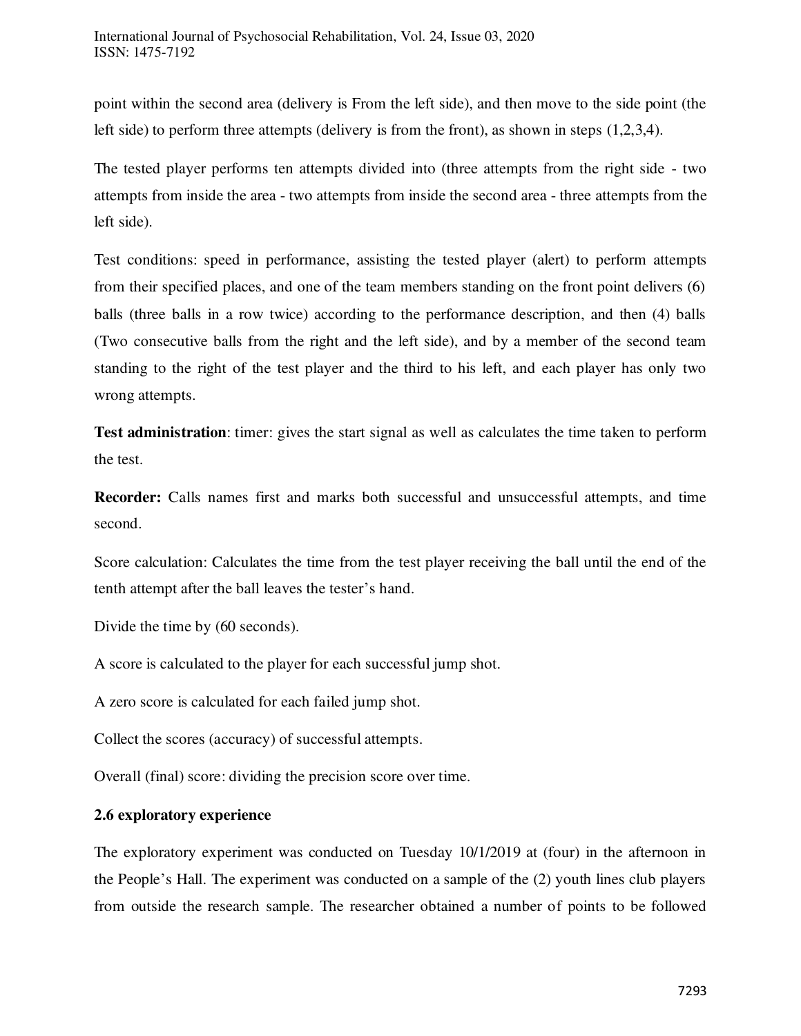point within the second area (delivery is From the left side), and then move to the side point (the left side) to perform three attempts (delivery is from the front), as shown in steps (1,2,3,4).

The tested player performs ten attempts divided into (three attempts from the right side - two attempts from inside the area - two attempts from inside the second area - three attempts from the left side).

Test conditions: speed in performance, assisting the tested player (alert) to perform attempts from their specified places, and one of the team members standing on the front point delivers (6) balls (three balls in a row twice) according to the performance description, and then (4) balls (Two consecutive balls from the right and the left side), and by a member of the second team standing to the right of the test player and the third to his left, and each player has only two wrong attempts.

**Test administration**: timer: gives the start signal as well as calculates the time taken to perform the test.

**Recorder:** Calls names first and marks both successful and unsuccessful attempts, and time second.

Score calculation: Calculates the time from the test player receiving the ball until the end of the tenth attempt after the ball leaves the tester's hand.

Divide the time by (60 seconds).

A score is calculated to the player for each successful jump shot.

A zero score is calculated for each failed jump shot.

Collect the scores (accuracy) of successful attempts.

Overall (final) score: dividing the precision score over time.

### 2.6 exploratory experience

The exploratory experiment was conducted on Tuesday 10/1/2019 at (four) in the afternoon in the People's Hall. The experiment was conducted on a sample of the (2) youth lines club players from outside the research sample. The researcher obtained a number of points to be followed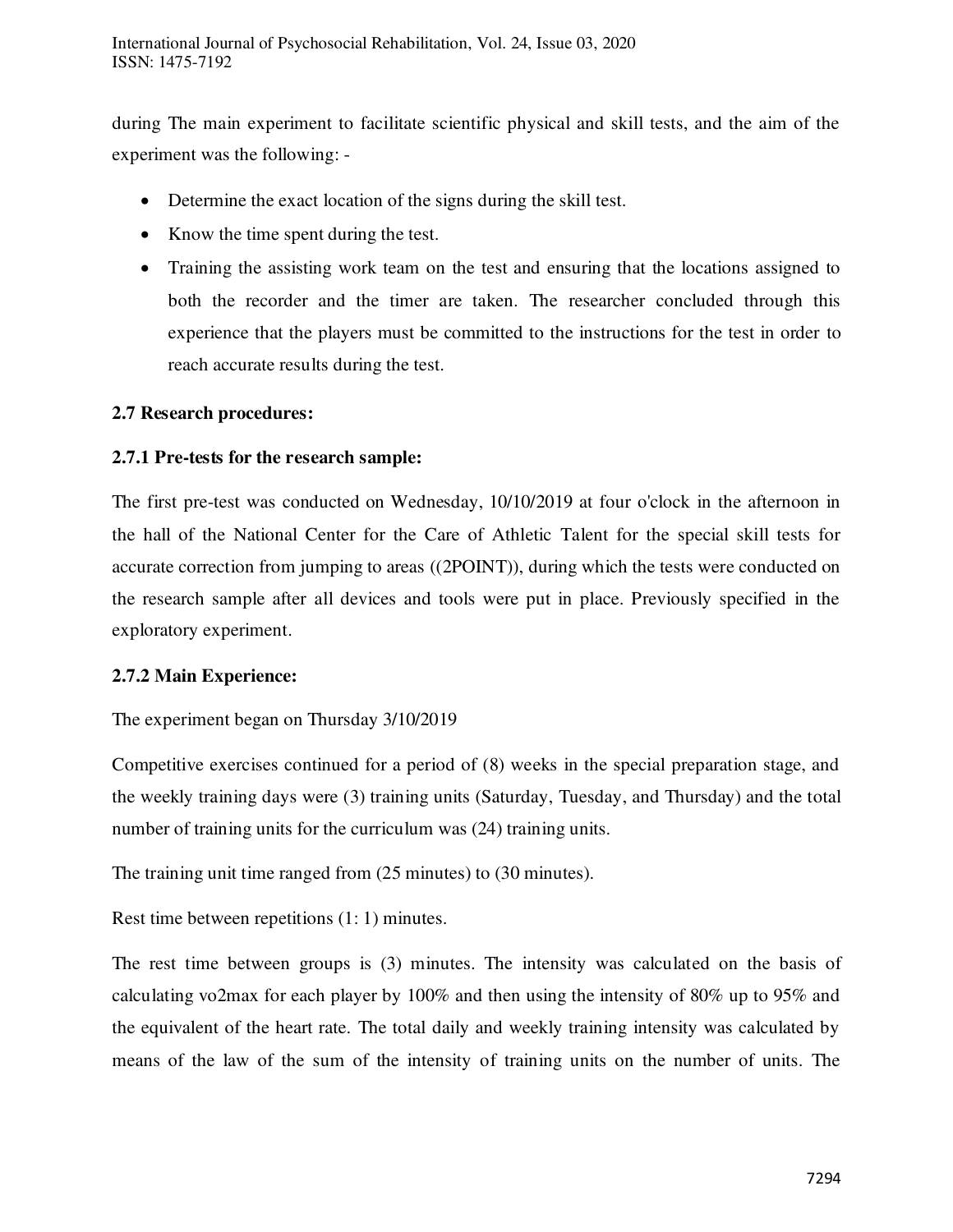during The main experiment to facilitate scientific physical and skill tests, and the aim of the experiment was the following: -

- Determine the exact location of the signs during the skill test.
- Know the time spent during the test.
- Training the assisting work team on the test and ensuring that the locations assigned to both the recorder and the timer are taken. The researcher concluded through this experience that the players must be committed to the instructions for the test in order to reach accurate results during the test.

### 2.7 Research procedures:

#### 2.7.1 Pre-tests for the research sample:

The first pre-test was conducted on Wednesday, 10/10/2019 at four o'clock in the afternoon in the hall of the National Center for the Care of Athletic Talent for the special skill tests for accurate correction from jumping to areas ((2POINT)), during which the tests were conducted on the research sample after all devices and tools were put in place. Previously specified in the exploratory experiment.

#### 2.7.2 Main Experience:

The experiment began on Thursday 3/10/2019

Competitive exercises continued for a period of (8) weeks in the special preparation stage, and the weekly training days were (3) training units (Saturday, Tuesday, and Thursday) and the total number of training units for the curriculum was (24) training units.

The training unit time ranged from (25 minutes) to (30 minutes).

Rest time between repetitions (1: 1) minutes.

The rest time between groups is (3) minutes. The intensity was calculated on the basis of calculating vo2max for each player by 100% and then using the intensity of 80% up to 95% and the equivalent of the heart rate. The total daily and weekly training intensity was calculated by means of the law of the sum of the intensity of training units on the number of units. The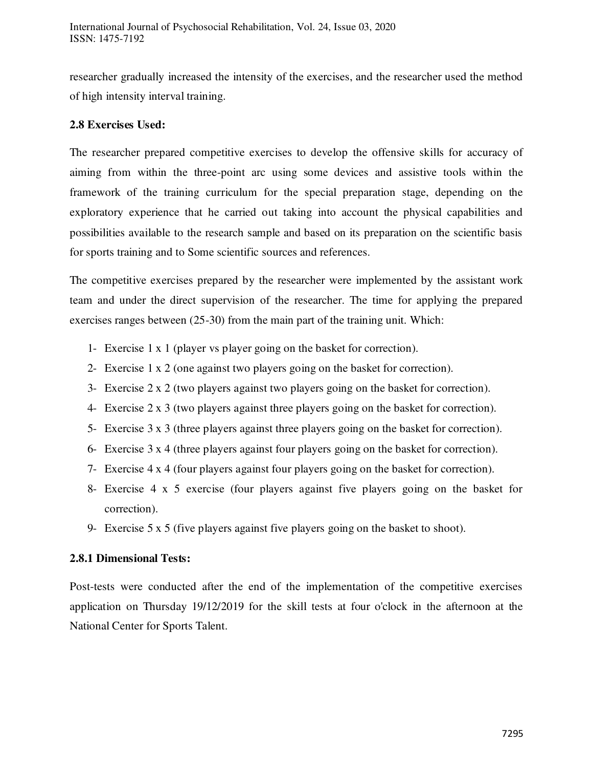researcher gradually increased the intensity of the exercises, and the researcher used the method of high intensity interval training.

### 2.8 Exercises Used:

The researcher prepared competitive exercises to develop the offensive skills for accuracy of aiming from within the three-point arc using some devices and assistive tools within the framework of the training curriculum for the special preparation stage, depending on the exploratory experience that he carried out taking into account the physical capabilities and possibilities available to the research sample and based on its preparation on the scientific basis for sports training and to Some scientific sources and references.

The competitive exercises prepared by the researcher were implemented by the assistant work team and under the direct supervision of the researcher. The time for applying the prepared exercises ranges between (25-30) from the main part of the training unit. Which:

1- Exercise 1 x 1 (player vs player going on the basket for correction).
2- Exercise 1 x 2 (one against two players going on the basket for correction).
3- Exercise 2 x 2 (two players against two players going on the basket for correction).
4- Exercise 2 x 3 (two players against three players going on the basket for correction).
5- Exercise 3 x 3 (three players against three players going on the basket for correction).
6- Exercise 3 x 4 (three players against four players going on the basket for correction).
7- Exercise 4 x 4 (four players against four players going on the basket for correction).
8- Exercise 4 x 5 exercise (four players against five players going on the basket for correction).
9- Exercise 5 x 5 (five players against five players going on the basket to shoot).

#### 2.8.1 Dimensional Tests:

Post-tests were conducted after the end of the implementation of the competitive exercises application on Thursday 19/12/2019 for the skill tests at four o'clock in the afternoon at the National Center for Sports Talent.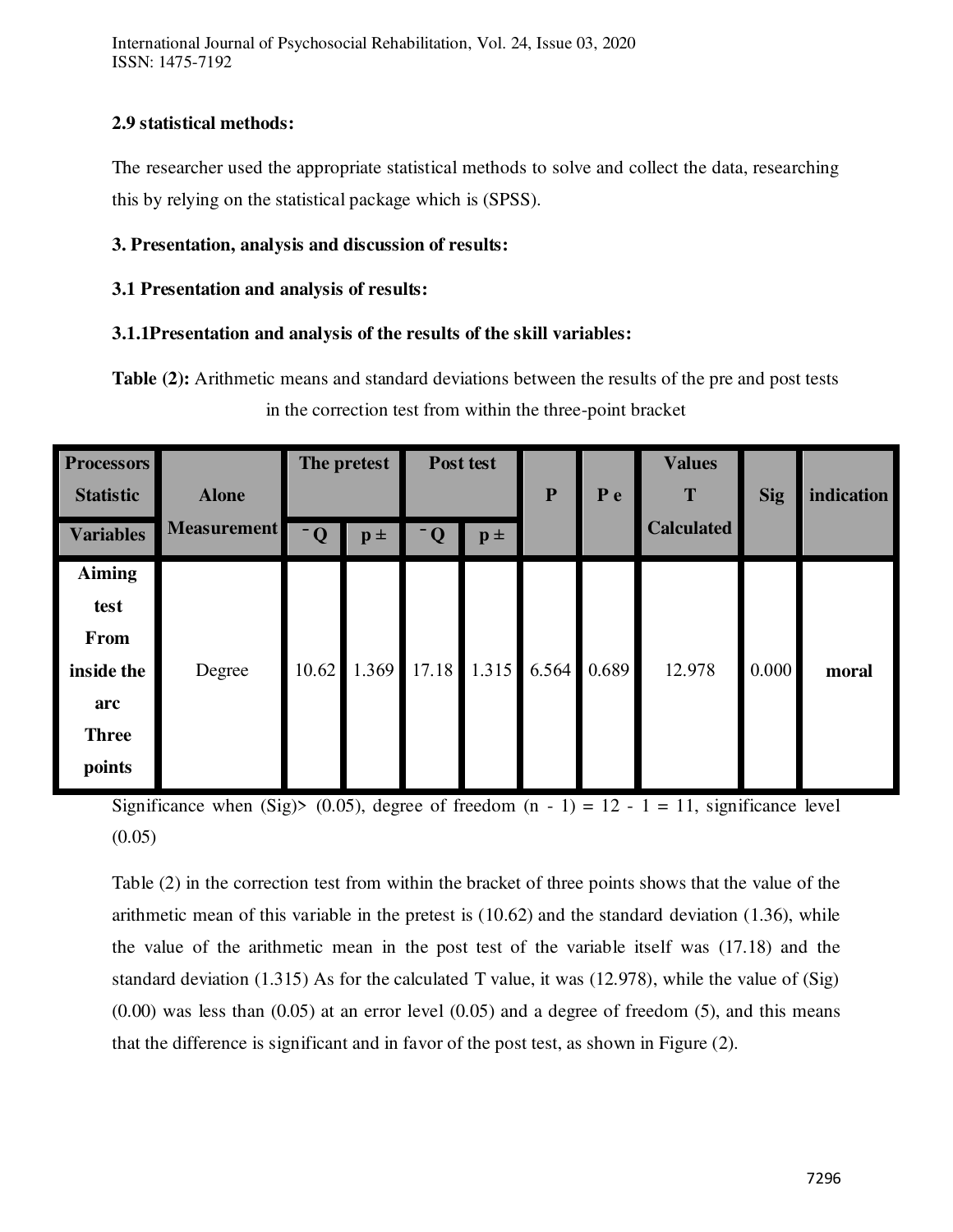**2.9 statistical methods:**

The researcher used the appropriate statistical methods to solve and collect the data, researching this by relying on the statistical package which is (SPSS).

## 3. Presentation, analysis and discussion of results:

### 3.1 Presentation and analysis of results:

#### 3.1.1Presentation and analysis of the results of the skill variables:

**Table (2):** Arithmetic means and standard deviations between the results of the pre and post tests in the correction test from within the three-point bracket

| Processors Statistic / Variables | Alone Measurement | The pretest | | Post test | | P | P e | Values T Calculated | Sig | indication |
|---|---|---|---|---|---|---|---|---|---|---|
| | | ⁻Q | p ± | ⁻Q | p ± | | | | | |
| **Aiming test From inside the arc Three points** | Degree | 10.62 | 1.369 | 17.18 | 1.315 | 6.564 | 0.689 | 12.978 | 0.000 | **moral** |

Significance when (Sig)> (0.05), degree of freedom (n - 1) = 12 - 1 = 11, significance level (0.05)

Table (2) in the correction test from within the bracket of three points shows that the value of the arithmetic mean of this variable in the pretest is (10.62) and the standard deviation (1.36), while the value of the arithmetic mean in the post test of the variable itself was (17.18) and the standard deviation (1.315) As for the calculated T value, it was (12.978), while the value of (Sig) (0.00) was less than (0.05) at an error level (0.05) and a degree of freedom (5), and this means that the difference is significant and in favor of the post test, as shown in Figure (2).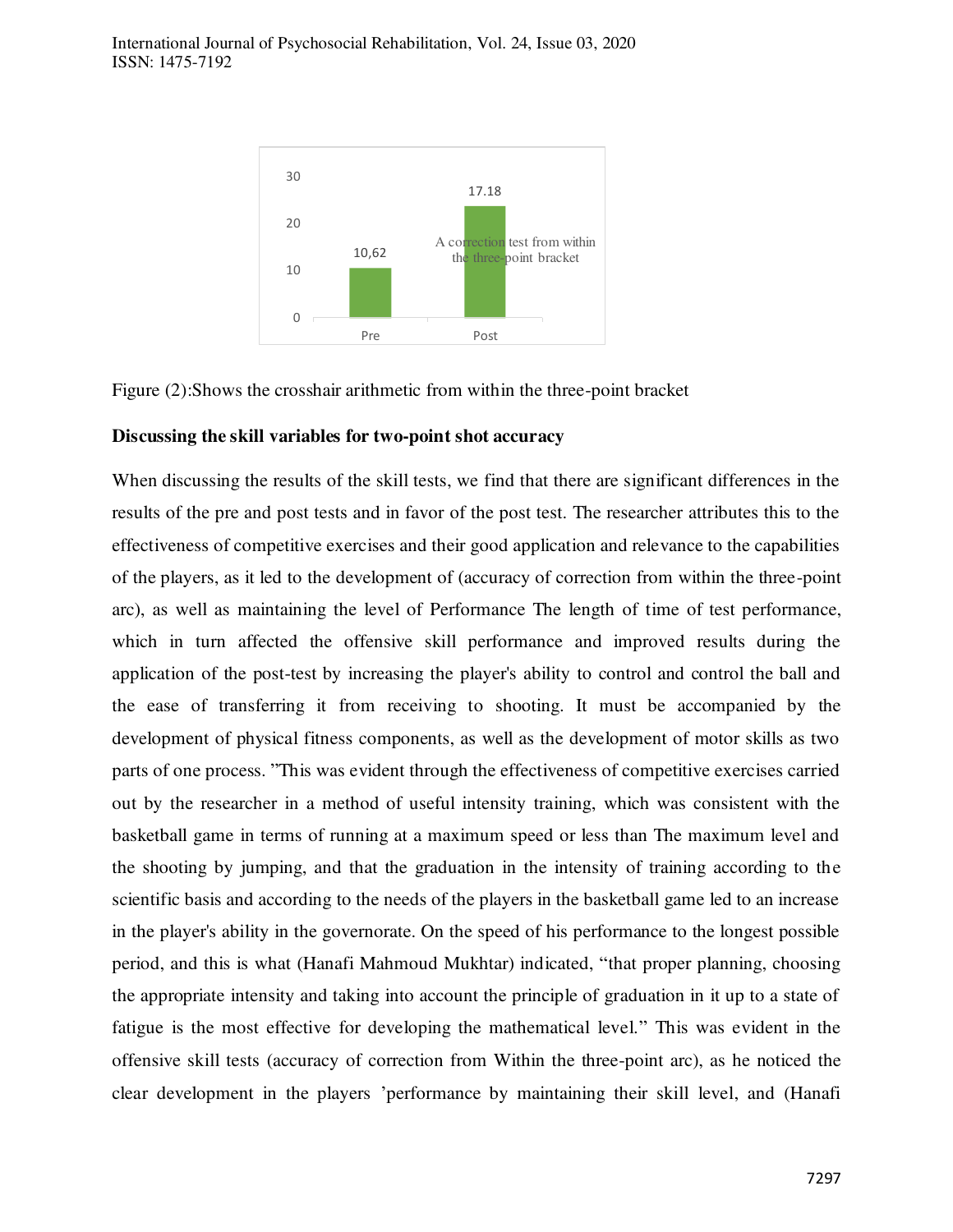Figure (2):Shows the crosshair arithmetic from within the three-point bracket

**Discussing the skill variables for two-point shot accuracy**

When discussing the results of the skill tests, we find that there are significant differences in the results of the pre and post tests and in favor of the post test. The researcher attributes this to the effectiveness of competitive exercises and their good application and relevance to the capabilities of the players, as it led to the development of (accuracy of correction from within the three-point arc), as well as maintaining the level of Performance The length of time of test performance, which in turn affected the offensive skill performance and improved results during the application of the post-test by increasing the player's ability to control and control the ball and the ease of transferring it from receiving to shooting. It must be accompanied by the development of physical fitness components, as well as the development of motor skills as two parts of one process. "This was evident through the effectiveness of competitive exercises carried out by the researcher in a method of useful intensity training, which was consistent with the basketball game in terms of running at a maximum speed or less than The maximum level and the shooting by jumping, and that the graduation in the intensity of training according to the scientific basis and according to the needs of the players in the basketball game led to an increase in the player's ability in the governorate. On the speed of his performance to the longest possible period, and this is what (Hanafi Mahmoud Mukhtar) indicated, "that proper planning, choosing the appropriate intensity and taking into account the principle of graduation in it up to a state of fatigue is the most effective for developing the mathematical level." This was evident in the offensive skill tests (accuracy of correction from Within the three-point arc), as he noticed the clear development in the players 'performance by maintaining their skill level, and (Hanafi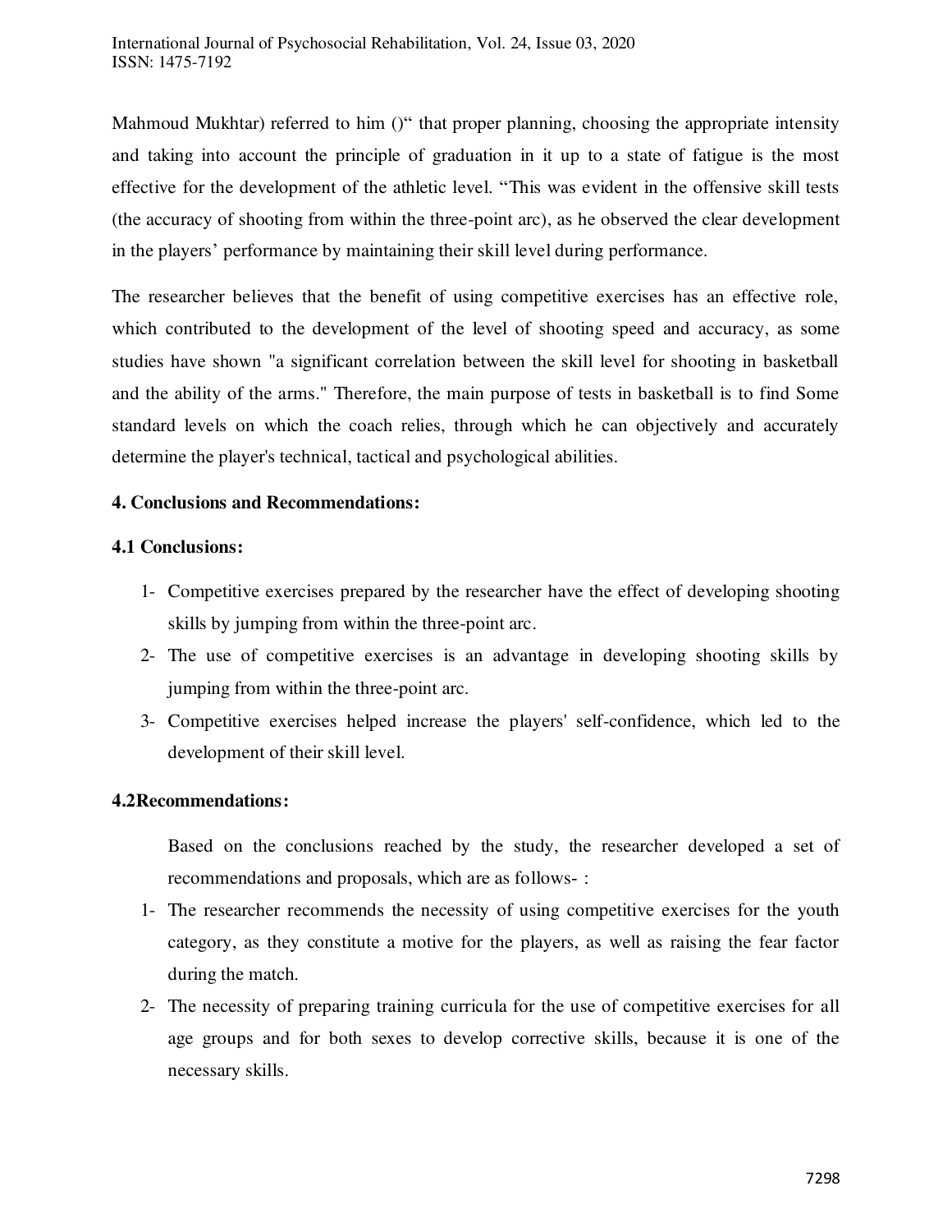Mahmoud Mukhtar) referred to him ()" that proper planning, choosing the appropriate intensity and taking into account the principle of graduation in it up to a state of fatigue is the most effective for the development of the athletic level. "This was evident in the offensive skill tests (the accuracy of shooting from within the three-point arc), as he observed the clear development in the players' performance by maintaining their skill level during performance.

The researcher believes that the benefit of using competitive exercises has an effective role, which contributed to the development of the level of shooting speed and accuracy, as some studies have shown "a significant correlation between the skill level for shooting in basketball and the ability of the arms." Therefore, the main purpose of tests in basketball is to find Some standard levels on which the coach relies, through which he can objectively and accurately determine the player's technical, tactical and psychological abilities.

## 4. Conclusions and Recommendations:

### 4.1 Conclusions:

1- Competitive exercises prepared by the researcher have the effect of developing shooting skills by jumping from within the three-point arc.
2- The use of competitive exercises is an advantage in developing shooting skills by jumping from within the three-point arc.
3- Competitive exercises helped increase the players' self-confidence, which led to the development of their skill level.

### 4.2Recommendations:

Based on the conclusions reached by the study, the researcher developed a set of recommendations and proposals, which are as follows- :

1- The researcher recommends the necessity of using competitive exercises for the youth category, as they constitute a motive for the players, as well as raising the fear factor during the match.
2- The necessity of preparing training curricula for the use of competitive exercises for all age groups and for both sexes to develop corrective skills, because it is one of the necessary skills.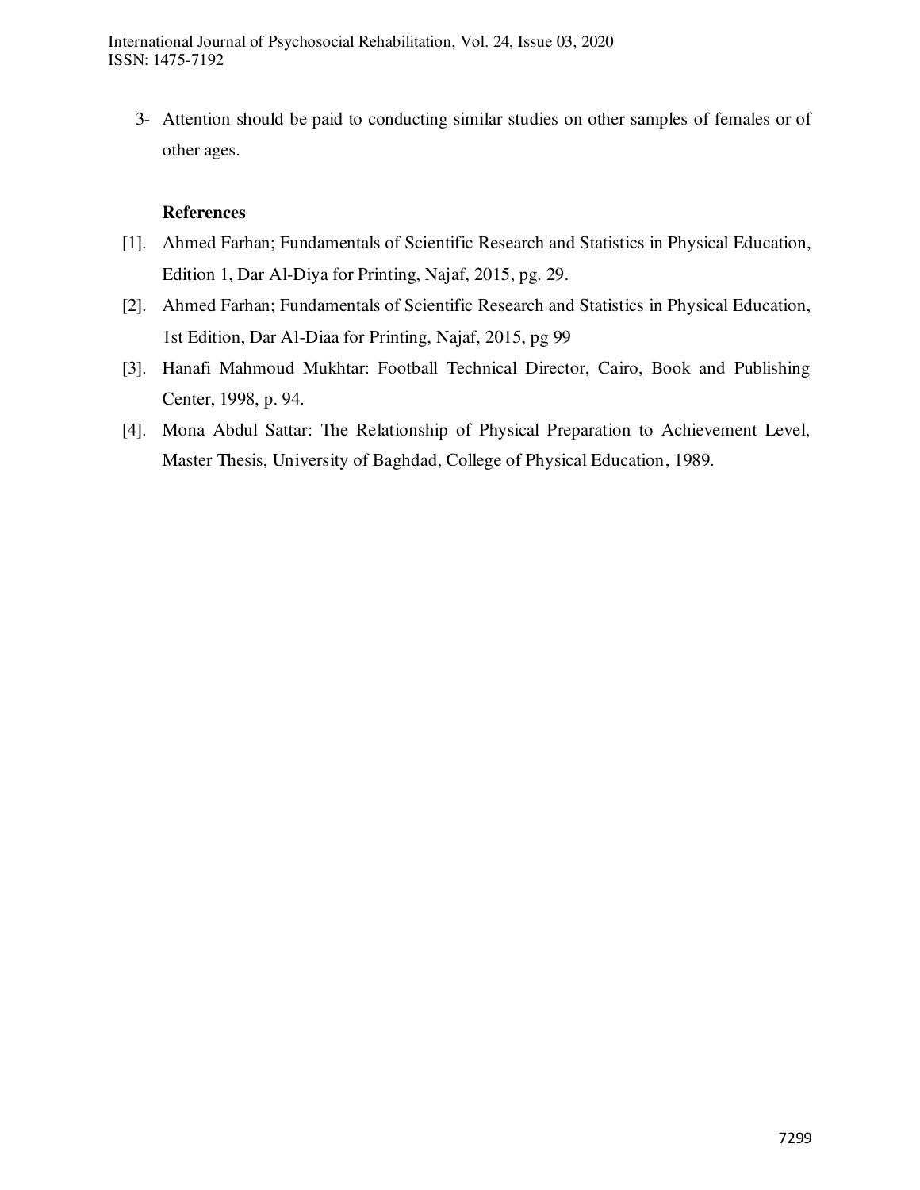3- Attention should be paid to conducting similar studies on other samples of females or of other ages.

## References

[1]. Ahmed Farhan; Fundamentals of Scientific Research and Statistics in Physical Education, Edition 1, Dar Al-Diya for Printing, Najaf, 2015, pg. 29.

[2]. Ahmed Farhan; Fundamentals of Scientific Research and Statistics in Physical Education, 1st Edition, Dar Al-Diaa for Printing, Najaf, 2015, pg 99

[3]. Hanafi Mahmoud Mukhtar: Football Technical Director, Cairo, Book and Publishing Center, 1998, p. 94.

[4]. Mona Abdul Sattar: The Relationship of Physical Preparation to Achievement Level, Master Thesis, University of Baghdad, College of Physical Education, 1989.